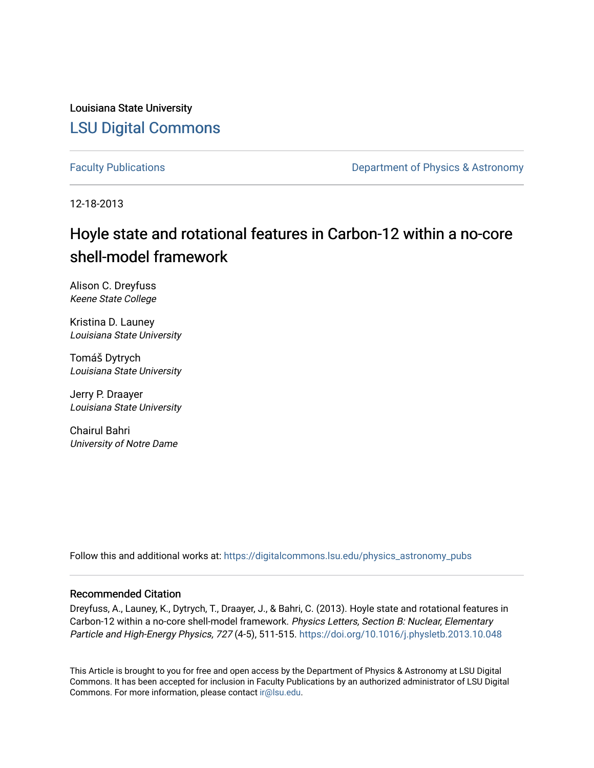Louisiana State University

[LSU Digital Commons](https://digitalcommons.lsu.edu)

[Faculty Publications](https://digitalcommons.lsu.edu/physics_astronomy_pubs) [Department of Physics & Astronomy](https://digitalcommons.lsu.edu/physics_astronomy)

12-18-2013

# Hoyle state and rotational features in Carbon-12 within a no-core shell-model framework

Alison C. Dreyfuss
*Keene State College*

Kristina D. Launey
*Louisiana State University*

Tomáš Dytrych
*Louisiana State University*

Jerry P. Draayer
*Louisiana State University*

Chairul Bahri
*University of Notre Dame*

Follow this and additional works at: https://digitalcommons.lsu.edu/physics_astronomy_pubs

## Recommended Citation

Dreyfuss, A., Launey, K., Dytrych, T., Draayer, J., & Bahri, C. (2013). Hoyle state and rotational features in Carbon-12 within a no-core shell-model framework. *Physics Letters, Section B: Nuclear, Elementary Particle and High-Energy Physics, 727* (4-5), 511-515. https://doi.org/10.1016/j.physletb.2013.10.048

This Article is brought to you for free and open access by the Department of Physics & Astronomy at LSU Digital Commons. It has been accepted for inclusion in Faculty Publications by an authorized administrator of LSU Digital Commons. For more information, please contact ir@lsu.edu.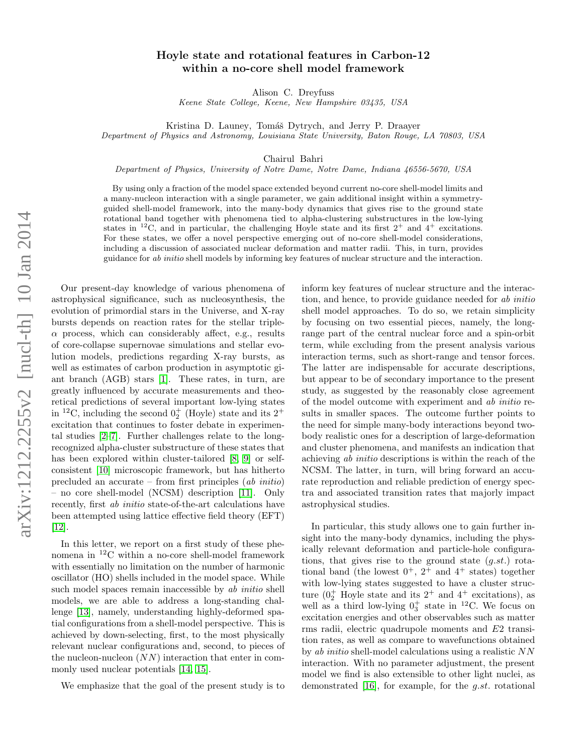# Hoyle state and rotational features in Carbon-12 within a no-core shell model framework

Alison C. Dreyfuss
*Keene State College, Keene, New Hampshire 03435, USA*

Kristina D. Launey, Tomáš Dytrych, and Jerry P. Draayer
*Department of Physics and Astronomy, Louisiana State University, Baton Rouge, LA 70803, USA*

Chairul Bahri
*Department of Physics, University of Notre Dame, Notre Dame, Indiana 46556-5670, USA*

By using only a fraction of the model space extended beyond current no-core shell-model limits and a many-nucleon interaction with a single parameter, we gain additional insight within a symmetry-guided shell-model framework, into the many-body dynamics that gives rise to the ground state rotational band together with phenomena tied to alpha-clustering substructures in the low-lying states in $^{12}$C, and in particular, the challenging Hoyle state and its first $2^+$ and $4^+$ excitations. For these states, we offer a novel perspective emerging out of no-core shell-model considerations, including a discussion of associated nuclear deformation and matter radii. This, in turn, provides guidance for *ab initio* shell models by informing key features of nuclear structure and the interaction.

Our present-day knowledge of various phenomena of astrophysical significance, such as nucleosynthesis, the evolution of primordial stars in the Universe, and X-ray bursts depends on reaction rates for the stellar triple-$\alpha$ process, which can considerably affect, e.g., results of core-collapse supernovae simulations and stellar evolution models, predictions regarding X-ray bursts, as well as estimates of carbon production in asymptotic giant branch (AGB) stars [1]. These rates, in turn, are greatly influenced by accurate measurements and theoretical predictions of several important low-lying states in $^{12}$C, including the second $0_2^+$ (Hoyle) state and its $2^+$ excitation that continues to foster debate in experimental studies [2–7]. Further challenges relate to the long-recognized alpha-cluster substructure of these states that has been explored within cluster-tailored [8, 9] or self-consistent [10] microscopic framework, but has hitherto precluded an accurate – from first principles (*ab initio*) – no core shell-model (NCSM) description [11]. Only recently, first *ab initio* state-of-the-art calculations have been attempted using lattice effective field theory (EFT) [12].

In this letter, we report on a first study of these phenomena in $^{12}$C within a no-core shell-model framework with essentially no limitation on the number of harmonic oscillator (HO) shells included in the model space. While such model spaces remain inaccessible by *ab initio* shell models, we are able to address a long-standing challenge [13], namely, understanding highly-deformed spatial configurations from a shell-model perspective. This is achieved by down-selecting, first, to the most physically relevant nuclear configurations and, second, to pieces of the nucleon-nucleon ($NN$) interaction that enter in commonly used nuclear potentials [14, 15].

We emphasize that the goal of the present study is to inform key features of nuclear structure and the interaction, and hence, to provide guidance needed for *ab initio* shell model approaches. To do so, we retain simplicity by focusing on two essential pieces, namely, the long-range part of the central nuclear force and a spin-orbit term, while excluding from the present analysis various interaction terms, such as short-range and tensor forces. The latter are indispensable for accurate descriptions, but appear to be of secondary importance to the present study, as suggested by the reasonably close agreement of the model outcome with experiment and *ab initio* results in smaller spaces. The outcome further points to the need for simple many-body interactions beyond two-body realistic ones for a description of large-deformation and cluster phenomena, and manifests an indication that achieving *ab initio* descriptions is within the reach of the NCSM. The latter, in turn, will bring forward an accurate reproduction and reliable prediction of energy spectra and associated transition rates that majorly impact astrophysical studies.

In particular, this study allows one to gain further insight into the many-body dynamics, including the physically relevant deformation and particle-hole configurations, that gives rise to the ground state (*g.st.*) rotational band (the lowest $0^+$, $2^+$ and $4^+$ states) together with low-lying states suggested to have a cluster structure ($0_2^+$ Hoyle state and its $2^+$ and $4^+$ excitations), as well as a third low-lying $0_3^+$ state in $^{12}$C. We focus on excitation energies and other observables such as matter rms radii, electric quadrupole moments and $E2$ transition rates, as well as compare to wavefunctions obtained by *ab initio* shell-model calculations using a realistic $NN$ interaction. With no parameter adjustment, the present model we find is also extensible to other light nuclei, as demonstrated [16], for example, for the *g.st.* rotational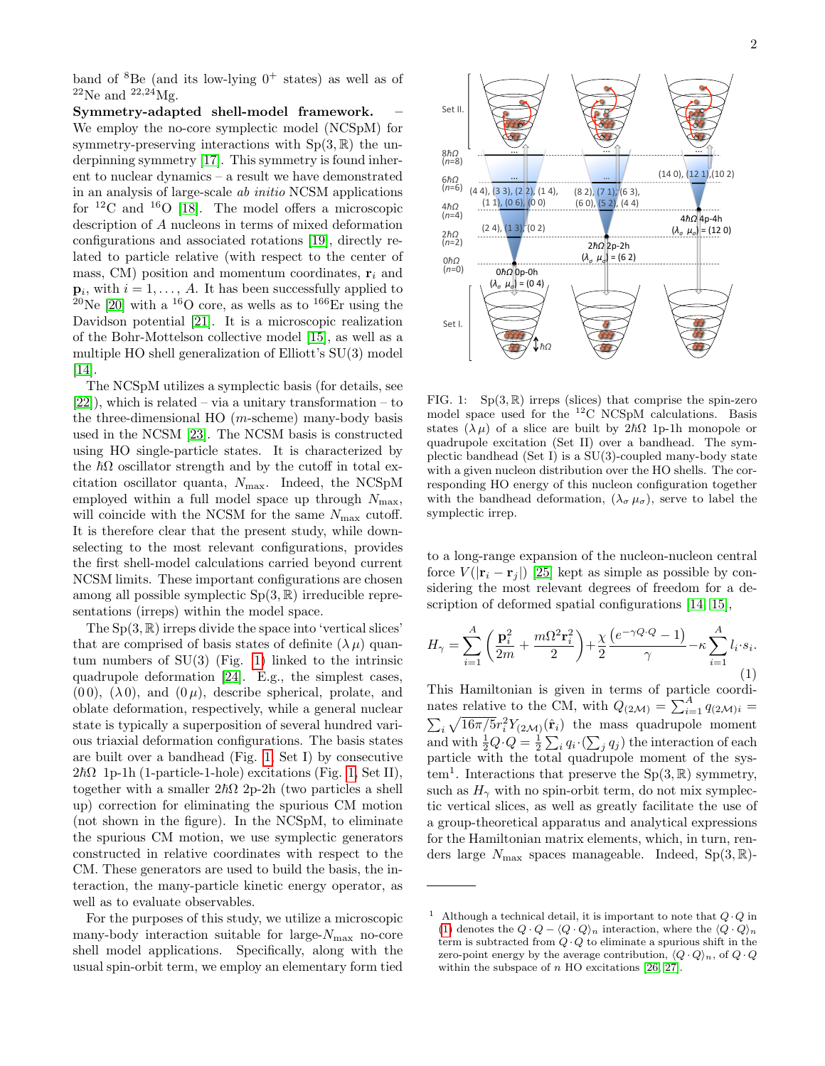band of $^8$Be (and its low-lying $0^+$ states) as well as of $^{22}$Ne and $^{22,24}$Mg.

**Symmetry-adapted shell-model framework.** – We employ the no-core symplectic model (NCSpM) for symmetry-preserving interactions with $\mathrm{Sp}(3,\mathbb{R})$ the underpinning symmetry [17]. This symmetry is found inherent to nuclear dynamics – a result we have demonstrated in an analysis of large-scale *ab initio* NCSM applications for $^{12}$C and $^{16}$O [18]. The model offers a microscopic description of $A$ nucleons in terms of mixed deformation configurations and associated rotations [19], directly related to particle relative (with respect to the center of mass, CM) position and momentum coordinates, $\mathbf{r}_i$ and $\mathbf{p}_i$, with $i = 1, \ldots, A$. It has been successfully applied to $^{20}$Ne [20] with a $^{16}$O core, as wells as to $^{166}$Er using the Davidson potential [21]. It is a microscopic realization of the Bohr-Mottelson collective model [15], as well as a multiple HO shell generalization of Elliott's SU(3) model [14].

The NCSpM utilizes a symplectic basis (for details, see [22]), which is related – via a unitary transformation – to the three-dimensional HO ($m$-scheme) many-body basis used in the NCSM [23]. The NCSM basis is constructed using HO single-particle states. It is characterized by the $\hbar\Omega$ oscillator strength and by the cutoff in total excitation oscillator quanta, $N_{\max}$. Indeed, the NCSpM employed within a full model space up through $N_{\max}$, will coincide with the NCSM for the same $N_{\max}$ cutoff. It is therefore clear that the present study, while down-selecting to the most relevant configurations, provides the first shell-model calculations carried beyond current NCSM limits. These important configurations are chosen among all possible symplectic $\mathrm{Sp}(3,\mathbb{R})$ irreducible representations (irreps) within the model space.

The $\mathrm{Sp}(3,\mathbb{R})$ irreps divide the space into 'vertical slices' that are comprised of basis states of definite $(\lambda\,\mu)$ quantum numbers of SU(3) (Fig. 1) linked to the intrinsic quadrupole deformation [24]. E.g., the simplest cases, $(0\,0)$, $(\lambda\,0)$, and $(0\,\mu)$, describe spherical, prolate, and oblate deformation, respectively, while a general nuclear state is typically a superposition of several hundred various triaxial deformation configurations. The basis states are built over a bandhead (Fig. 1, Set I) by consecutive $2\hbar\Omega$ 1p-1h (1-particle-1-hole) excitations (Fig. 1, Set II), together with a smaller $2\hbar\Omega$ 2p-2h (two particles a shell up) correction for eliminating the spurious CM motion (not shown in the figure). In the NCSpM, to eliminate the spurious CM motion, we use symplectic generators constructed in relative coordinates with respect to the CM. These generators are used to build the basis, the interaction, the many-particle kinetic energy operator, as well as to evaluate observables.

For the purposes of this study, we utilize a microscopic many-body interaction suitable for large-$N_{\max}$ no-core shell model applications. Specifically, along with the usual spin-orbit term, we employ an elementary form tied

Set II.
8ħΩ (n=8)
6ħΩ (n=6)
4ħΩ (n=4)
2ħΩ (n=2)
0ħΩ (n=0)
(4 4), (3 3), (2 2), (1 4), (1 1), (0 6), (0 0)
(2 4), (1 3), (0 2)
0ħΩ 0p-0h ($\lambda_\sigma$ $\mu_\sigma$) = (0 4)
(8 2), (7 1), (6 3), (6 0), (5 2), (4 4)
2ħΩ 2p-2h ($\lambda_\sigma$ $\mu_\sigma$) = (6 2)
(14 0), (12 1),(10 2)
4ħΩ 4p-4h ($\lambda_\sigma$ $\mu_\sigma$) = (12 0)
Set I.
ħΩ

FIG. 1: $\mathrm{Sp}(3,\mathbb{R})$ irreps (slices) that comprise the spin-zero model space used for the $^{12}$C NCSpM calculations. Basis states $(\lambda\,\mu)$ of a slice are built by $2\hbar\Omega$ 1p-1h monopole or quadrupole excitation (Set II) over a bandhead. The symplectic bandhead (Set I) is a SU(3)-coupled many-body state with a given nucleon distribution over the HO shells. The corresponding HO energy of this nucleon configuration together with the bandhead deformation, $(\lambda_\sigma\,\mu_\sigma)$, serve to label the symplectic irrep.

to a long-range expansion of the nucleon-nucleon central force $V(|\mathbf{r}_i - \mathbf{r}_j|)$ [25] kept as simple as possible by considering the most relevant degrees of freedom for a description of deformed spatial configurations [14, 15],

$$H_\gamma = \sum_{i=1}^{A}\left(\frac{\mathbf{p}_i^2}{2m} + \frac{m\Omega^2\mathbf{r}_i^2}{2}\right) + \frac{\chi}{2}\frac{\left(e^{-\gamma Q\cdot Q} - 1\right)}{\gamma} - \kappa\sum_{i=1}^{A} l_i\cdot s_i. \tag{1}$$

This Hamiltonian is given in terms of particle coordinates relative to the CM, with $Q_{(2\mathcal{M})} = \sum_{i=1}^{A} q_{(2\mathcal{M})i} = \sum_i \sqrt{16\pi/5}\, r_i^2 Y_{(2\mathcal{M})}(\hat{\mathbf{r}}_i)$ the mass quadrupole moment and with $\frac{1}{2}Q\cdot Q = \frac{1}{2}\sum_i q_i\cdot(\sum_j q_j)$ the interaction of each particle with the total quadrupole moment of the system[1]. Interactions that preserve the $\mathrm{Sp}(3,\mathbb{R})$ symmetry, such as $H_\gamma$ with no spin-orbit term, do not mix symplectic vertical slices, as well as greatly facilitate the use of a group-theoretical apparatus and analytical expressions for the Hamiltonian matrix elements, which, in turn, renders large $N_{\max}$ spaces manageable. Indeed, $\mathrm{Sp}(3,\mathbb{R})$-

[1] Although a technical detail, it is important to note that $Q\cdot Q$ in (1) denotes the $Q\cdot Q - \langle Q\cdot Q\rangle_n$ interaction, where the $\langle Q\cdot Q\rangle_n$ term is subtracted from $Q\cdot Q$ to eliminate a spurious shift in the zero-point energy by the average contribution, $\langle Q\cdot Q\rangle_n$, of $Q\cdot Q$ within the subspace of $n$ HO excitations [26, 27].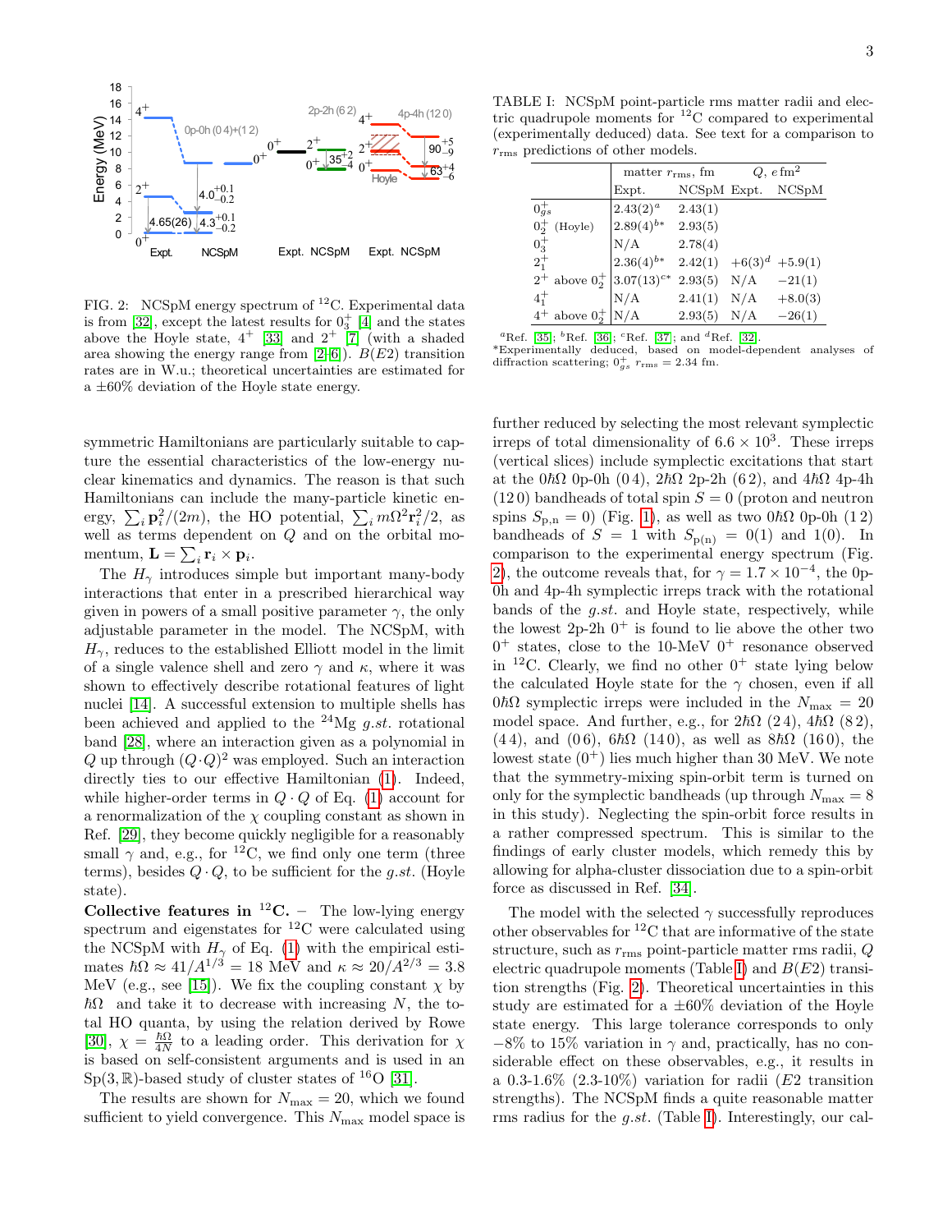18
16
14
12
10
8
6
4
2
0
Energy (MeV)
$4^+$
$2^+$
$0^+$
0p-0h (0 4)+(1 2)
$0^+$
4.0$^{+0.1}_{-0.2}$
4.65(26)
4.3$^{+0.1}_{-0.2}$
Expt.
NCSpM
2p-2h (6 2)
$0^+$
$2^+$
$0^+$
35$^{+2}_{-4}$
Expt. NCSpM
4p-4h (12 0)
$4^+$
$2^+$
$0^+$
Hoyle
90$^{+5}_{-9}$
63$^{+4}_{-6}$
Expt. NCSpM

FIG. 2: NCSpM energy spectrum of $^{12}$C. Experimental data is from [32], except the latest results for $0^+_3$ [4] and the states above the Hoyle state, $4^+$ [33] and $2^+$ [7] (with a shaded area showing the energy range from [2–6]). $B(E2)$ transition rates are in W.u.; theoretical uncertainties are estimated for a ±60% deviation of the Hoyle state energy.

symmetric Hamiltonians are particularly suitable to capture the essential characteristics of the low-energy nuclear kinematics and dynamics. The reason is that such Hamiltonians can include the many-particle kinetic energy, $\sum_i \mathbf{p}_i^2/(2m)$, the HO potential, $\sum_i m\Omega^2\mathbf{r}_i^2/2$, as well as terms dependent on $Q$ and on the orbital momentum, $\mathbf{L} = \sum_i \mathbf{r}_i \times \mathbf{p}_i$.

The $H_\gamma$ introduces simple but important many-body interactions that enter in a prescribed hierarchical way given in powers of a small positive parameter $\gamma$, the only adjustable parameter in the model. The NCSpM, with $H_\gamma$, reduces to the established Elliott model in the limit of a single valence shell and zero $\gamma$ and $\kappa$, where it was shown to effectively describe rotational features of light nuclei [14]. A successful extension to multiple shells has been achieved and applied to the $^{24}$Mg *g.st.* rotational band [28], where an interaction given as a polynomial in $Q$ up through $(Q\cdot Q)^2$ was employed. Such an interaction directly ties to our effective Hamiltonian (1). Indeed, while higher-order terms in $Q\cdot Q$ of Eq. (1) account for a renormalization of the $\chi$ coupling constant as shown in Ref. [29], they become quickly negligible for a reasonably small $\gamma$ and, e.g., for $^{12}$C, we find only one term (three terms), besides $Q\cdot Q$, to be sufficient for the *g.st.* (Hoyle state).

**Collective features in $^{12}$C.** – The low-lying energy spectrum and eigenstates for $^{12}$C were calculated using the NCSpM with $H_\gamma$ of Eq. (1) with the empirical estimates $\hbar\Omega \approx 41/A^{1/3} = 18$ MeV and $\kappa \approx 20/A^{2/3} = 3.8$ MeV (e.g., see [15]). We fix the coupling constant $\chi$ by $\hbar\Omega$ and take it to decrease with increasing $N$, the total HO quanta, by using the relation derived by Rowe [30], $\chi = \frac{\hbar\Omega}{4N}$ to a leading order. This derivation for $\chi$ is based on self-consistent arguments and is used in an Sp(3,$\mathbb{R}$)-based study of cluster states of $^{16}$O [31].

The results are shown for $N_{\max} = 20$, which we found sufficient to yield convergence. This $N_{\max}$ model space is further reduced by selecting the most relevant symplectic irreps of total dimensionality of $6.6\times10^3$. These irreps (vertical slices) include symplectic excitations that start at the $0\hbar\Omega$ 0p-0h (0 4), $2\hbar\Omega$ 2p-2h (6 2), and $4\hbar\Omega$ 4p-4h (12 0) bandheads of total spin $S = 0$ (proton and neutron spins $S_{\rm p,n} = 0$) (Fig. 1), as well as two $0\hbar\Omega$ 0p-0h (1 2) bandheads of $S = 1$ with $S_{\rm p(n)} = 0(1)$ and $1(0)$. In comparison to the experimental energy spectrum (Fig. 2), the outcome reveals that, for $\gamma = 1.7\times10^{-4}$, the 0p-0h and 4p-4h symplectic irreps track with the rotational bands of the *g.st.* and Hoyle state, respectively, while the lowest 2p-2h $0^+$ is found to lie above the other two $0^+$ states, close to the 10-MeV $0^+$ resonance observed in $^{12}$C. Clearly, we find no other $0^+$ state lying below the calculated Hoyle state for the $\gamma$ chosen, even if all $0\hbar\Omega$ symplectic irreps were included in the $N_{\max} = 20$ model space. And further, e.g., for $2\hbar\Omega$ (2 4), $4\hbar\Omega$ (8 2), (4 4), and (0 6), $6\hbar\Omega$ (14 0), as well as $8\hbar\Omega$ (16 0), the lowest state ($0^+$) lies much higher than 30 MeV. We note that the symmetry-mixing spin-orbit term is turned on only for the symplectic bandheads (up through $N_{\max} = 8$ in this study). Neglecting the spin-orbit force results in a rather compressed spectrum. This is similar to the findings of early cluster models, which remedy this by allowing for alpha-cluster dissociation due to a spin-orbit force as discussed in Ref. [34].

TABLE I: NCSpM point-particle rms matter radii and electric quadrupole moments for $^{12}$C compared to experimental (experimentally deduced) data. See text for a comparison to $r_{\rm rms}$ predictions of other models.

| | matter $r_{\rm rms}$, fm | | $Q$, $e$ fm$^2$ | |
|---|---|---|---|---|
| | Expt. | NCSpM | Expt. | NCSpM |
| $0^+_{gs}$ | 2.43(2)$^a$ | 2.43(1) | | |
| $0^+_2$ (Hoyle) | 2.89(4)$^{b*}$ | 2.93(5) | | |
| $0^+_3$ | N/A | 2.78(4) | | |
| $2^+_1$ | 2.36(4)$^{b*}$ | 2.42(1) | +6(3)$^d$ | +5.9(1) |
| $2^+$ above $0^+_2$ | 3.07(13)$^{c*}$ | 2.93(5) | N/A | −21(1) |
| $4^+_1$ | N/A | 2.41(1) | N/A | +8.0(3) |
| $4^+$ above $0^+_2$ | N/A | 2.93(5) | N/A | −26(1) |

$^a$Ref. [35]; $^b$Ref. [36]; $^c$Ref. [37]; and $^d$Ref. [32].
*Experimentally deduced, based on model-dependent analyses of diffraction scattering; $0^+_{gs}$ $r_{\rm rms} = 2.34$ fm.

The model with the selected $\gamma$ successfully reproduces other observables for $^{12}$C that are informative of the state structure, such as $r_{\rm rms}$ point-particle matter rms radii, $Q$ electric quadrupole moments (Table I) and $B(E2)$ transition strengths (Fig. 2). Theoretical uncertainties in this study are estimated for a ±60% deviation of the Hoyle state energy. This large tolerance corresponds to only −8% to 15% variation in $\gamma$ and, practically, has no considerable effect on these observables, e.g., it results in a 0.3-1.6% (2.3-10%) variation for radii ($E2$ transition strengths). The NCSpM finds a quite reasonable matter rms radius for the *g.st.* (Table I). Interestingly, our cal-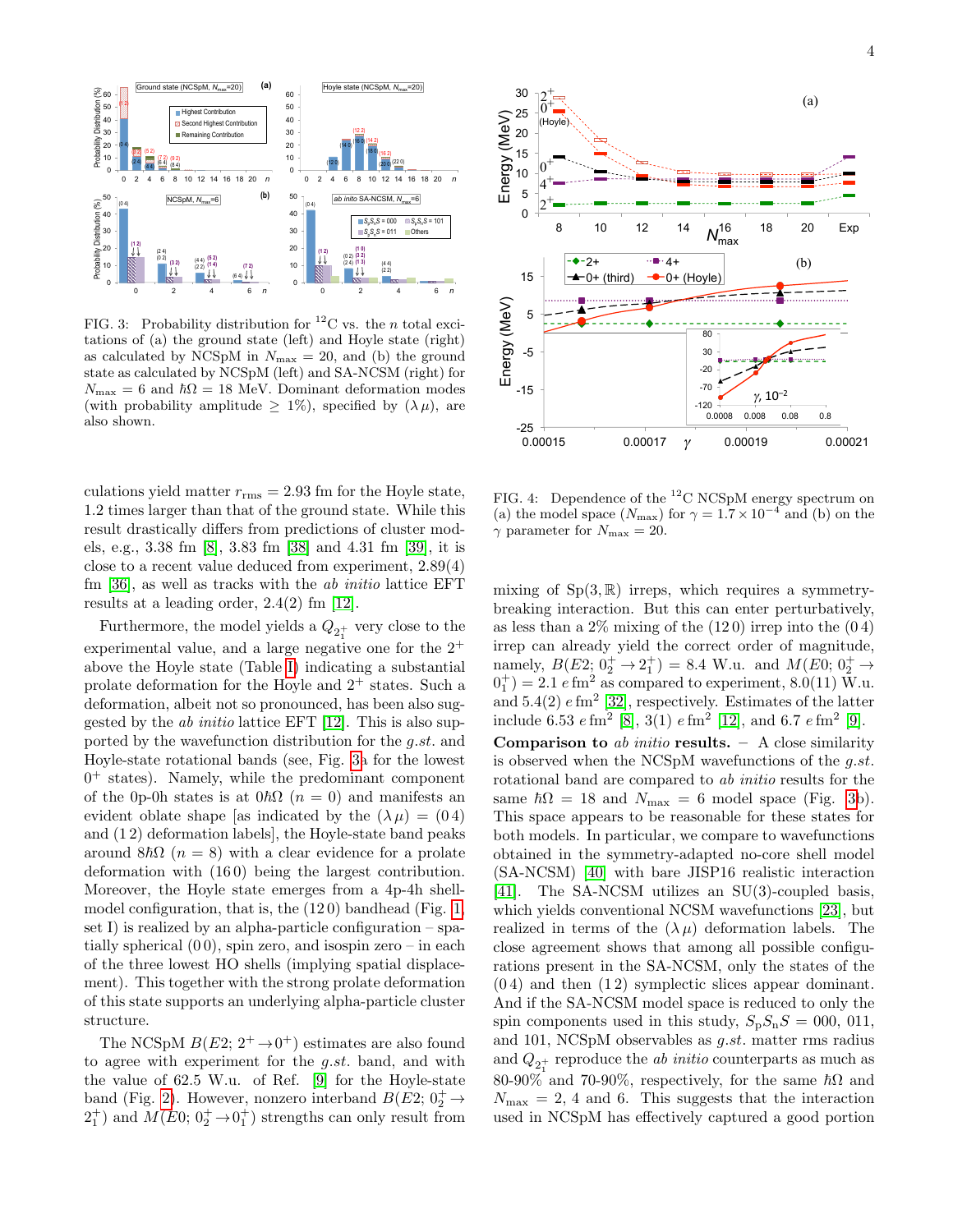FIG. 3: Probability distribution for $^{12}$C vs. the $n$ total excitations of (a) the ground state (left) and Hoyle state (right) as calculated by NCSpM in $N_{\rm max}$ = 20, and (b) the ground state as calculated by NCSpM (left) and SA-NCSM (right) for $N_{\rm max}$ = 6 and $\hbar\Omega$ = 18 MeV. Dominant deformation modes (with probability amplitude ≥ 1%), specified by $(\lambda\,\mu)$, are also shown.

FIG. 4: Dependence of the $^{12}$C NCSpM energy spectrum on (a) the model space ($N_{\rm max}$) for $\gamma = 1.7 \times 10^{-4}$ and (b) on the $\gamma$ parameter for $N_{\rm max}$ = 20.

culations yield matter $r_{\rm rms}$ = 2.93 fm for the Hoyle state, 1.2 times larger than that of the ground state. While this result drastically differs from predictions of cluster models, e.g., 3.38 fm [8], 3.83 fm [38] and 4.31 fm [39], it is close to a recent value deduced from experiment, 2.89(4) fm [36], as well as tracks with the *ab initio* lattice EFT results at a leading order, 2.4(2) fm [12].

Furthermore, the model yields a $Q_{2^+_1}$ very close to the experimental value, and a large negative one for the $2^+$ above the Hoyle state (Table I) indicating a substantial prolate deformation for the Hoyle and $2^+$ states. Such a deformation, albeit not so pronounced, has been also suggested by the *ab initio* lattice EFT [12]. This is also supported by the wavefunction distribution for the *g.st.* and Hoyle-state rotational bands (see, Fig. 3a for the lowest $0^+$ states). Namely, while the predominant component of the 0p-0h states is at $0\hbar\Omega$ ($n = 0$) and manifests an evident oblate shape [as indicated by the $(\lambda\,\mu) = (0\,4)$ and $(1\,2)$ deformation labels], the Hoyle-state band peaks around $8\hbar\Omega$ ($n = 8$) with a clear evidence for a prolate deformation with $(16\,0)$ being the largest contribution. Moreover, the Hoyle state emerges from a 4p-4h shell-model configuration, that is, the $(12\,0)$ bandhead (Fig. 1, set I) is realized by an alpha-particle configuration – spatially spherical $(0\,0)$, spin zero, and isospin zero – in each of the three lowest HO shells (implying spatial displacement). This together with the strong prolate deformation of this state supports an underlying alpha-particle cluster structure.

The NCSpM $B(E2;\,2^+\to 0^+)$ estimates are also found to agree with experiment for the *g.st.* band, and with the value of 62.5 W.u. of Ref. [9] for the Hoyle-state band (Fig. 2). However, nonzero interband $B(E2;\,0^+_2 \to 2^+_1)$ and $M(E0;\,0^+_2 \to 0^+_1)$ strengths can only result from mixing of Sp(3, $\mathbb{R}$) irreps, which requires a symmetry-breaking interaction. But this can enter perturbatively, as less than a 2% mixing of the $(12\,0)$ irrep into the $(0\,4)$ irrep can already yield the correct order of magnitude, namely, $B(E2;\,0^+_2 \to 2^+_1)$ = 8.4 W.u. and $M(E0;\,0^+_2 \to 0^+_1) = 2.1\,e\,{\rm fm}^2$ as compared to experiment, 8.0(11) W.u. and $5.4(2)\,e\,{\rm fm}^2$ [32], respectively. Estimates of the latter include $6.53\,e\,{\rm fm}^2$ [8], $3(1)\,e\,{\rm fm}^2$ [12], and $6.7\,e\,{\rm fm}^2$ [9].

**Comparison to *ab initio* results.** – A close similarity is observed when the NCSpM wavefunctions of the *g.st.* rotational band are compared to *ab initio* results for the same $\hbar\Omega$ = 18 and $N_{\rm max}$ = 6 model space (Fig. 3b). This space appears to be reasonable for these states for both models. In particular, we compare to wavefunctions obtained in the symmetry-adapted no-core shell model (SA-NCSM) [40] with bare JISP16 realistic interaction [41]. The SA-NCSM utilizes an SU(3)-coupled basis, which yields conventional NCSM wavefunctions [23], but realized in terms of the $(\lambda\,\mu)$ deformation labels. The close agreement shows that among all possible configurations present in the SA-NCSM, only the states of the $(0\,4)$ and then $(1\,2)$ symplectic slices appear dominant. And if the SA-NCSM model space is reduced to only the spin components used in this study, $S_{\rm p}S_{\rm n}S$ = 000, 011, and 101, NCSpM observables as *g.st.* matter rms radius and $Q_{2^+_1}$ reproduce the *ab initio* counterparts as much as 80-90% and 70-90%, respectively, for the same $\hbar\Omega$ and $N_{\rm max}$ = 2, 4 and 6. This suggests that the interaction used in NCSpM has effectively captured a good portion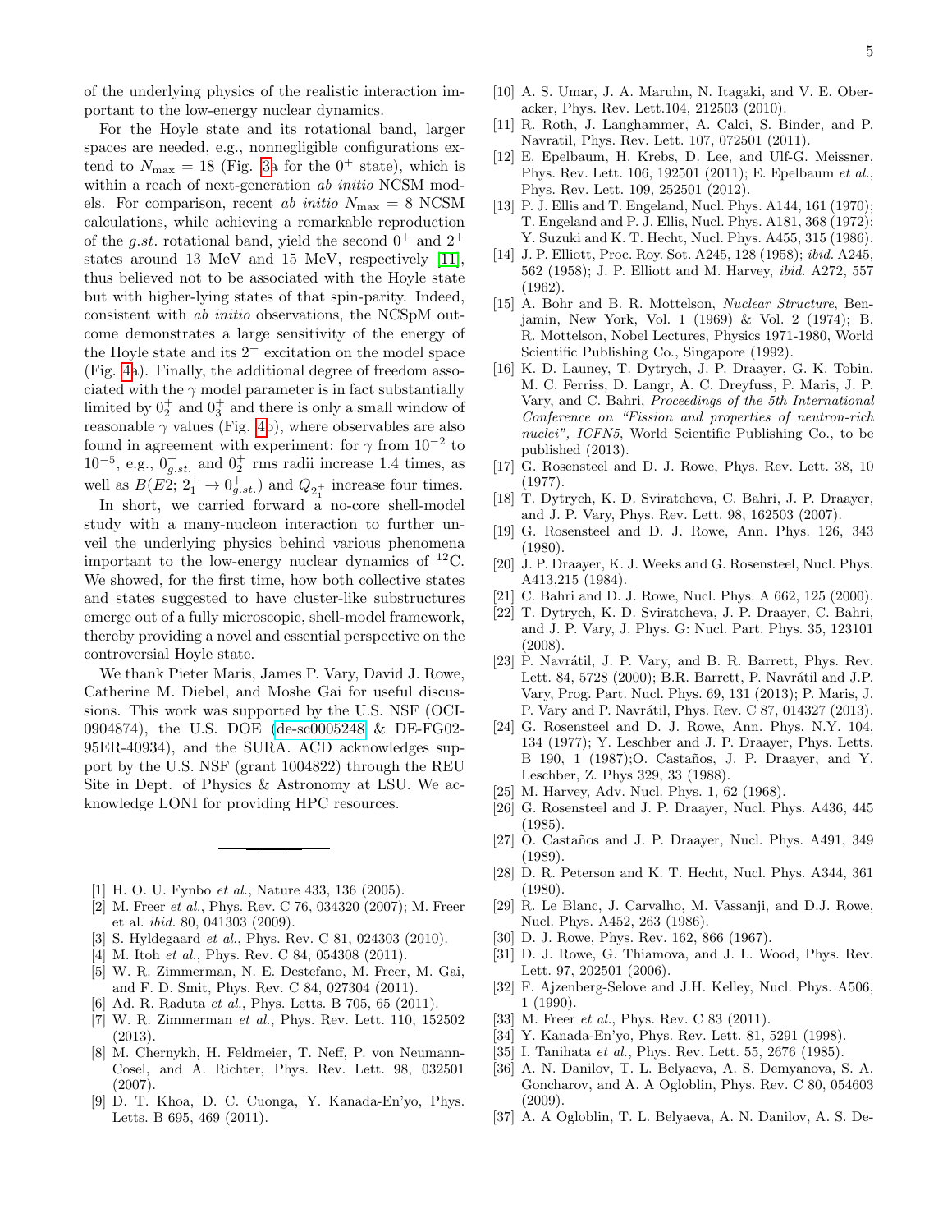of the underlying physics of the realistic interaction important to the low-energy nuclear dynamics.

For the Hoyle state and its rotational band, larger spaces are needed, e.g., nonnegligible configurations extend to $N_{\max} = 18$ (Fig. 3a for the $0^+$ state), which is within a reach of next-generation *ab initio* NCSM models. For comparison, recent *ab initio* $N_{\max} = 8$ NCSM calculations, while achieving a remarkable reproduction of the *g.st.* rotational band, yield the second $0^+$ and $2^+$ states around 13 MeV and 15 MeV, respectively [11], thus believed not to be associated with the Hoyle state but with higher-lying states of that spin-parity. Indeed, consistent with *ab initio* observations, the NCSpM outcome demonstrates a large sensitivity of the energy of the Hoyle state and its $2^+$ excitation on the model space (Fig. 4a). Finally, the additional degree of freedom associated with the $\gamma$ model parameter is in fact substantially limited by $0^+_2$ and $0^+_3$ and there is only a small window of reasonable $\gamma$ values (Fig. 4b), where observables are also found in agreement with experiment: for $\gamma$ from $10^{-2}$ to $10^{-5}$, e.g., $0^+_{g.st.}$ and $0^+_2$ rms radii increase 1.4 times, as well as $B(E2;\, 2^+_1 \to 0^+_{g.st.})$ and $Q_{2^+_1}$ increase four times.

In short, we carried forward a no-core shell-model study with a many-nucleon interaction to further unveil the underlying physics behind various phenomena important to the low-energy nuclear dynamics of $^{12}$C. We showed, for the first time, how both collective states and states suggested to have cluster-like substructures emerge out of a fully microscopic, shell-model framework, thereby providing a novel and essential perspective on the controversial Hoyle state.

We thank Pieter Maris, James P. Vary, David J. Rowe, Catherine M. Diebel, and Moshe Gai for useful discussions. This work was supported by the U.S. NSF (OCI-0904874), the U.S. DOE (de-sc0005248 & DE-FG02-95ER-40934), and the SURA. ACD acknowledges support by the U.S. NSF (grant 1004822) through the REU Site in Dept. of Physics & Astronomy at LSU. We acknowledge LONI for providing HPC resources.

---

[1] H. O. U. Fynbo *et al.*, Nature 433, 136 (2005).

[2] M. Freer *et al.*, Phys. Rev. C 76, 034320 (2007); M. Freer et al. *ibid.* 80, 041303 (2009).

[3] S. Hyldegaard *et al.*, Phys. Rev. C 81, 024303 (2010).

[4] M. Itoh *et al.*, Phys. Rev. C 84, 054308 (2011).

[5] W. R. Zimmerman, N. E. Destefano, M. Freer, M. Gai, and F. D. Smit, Phys. Rev. C 84, 027304 (2011).

[6] Ad. R. Raduta *et al.*, Phys. Letts. B 705, 65 (2011).

[7] W. R. Zimmerman *et al.*, Phys. Rev. Lett. 110, 152502 (2013).

[8] M. Chernykh, H. Feldmeier, T. Neff, P. von Neumann-Cosel, and A. Richter, Phys. Rev. Lett. 98, 032501 (2007).

[9] D. T. Khoa, D. C. Cuonga, Y. Kanada-En'yo, Phys. Letts. B 695, 469 (2011).

[10] A. S. Umar, J. A. Maruhn, N. Itagaki, and V. E. Oberacker, Phys. Rev. Lett.104, 212503 (2010).

[11] R. Roth, J. Langhammer, A. Calci, S. Binder, and P. Navratil, Phys. Rev. Lett. 107, 072501 (2011).

[12] E. Epelbaum, H. Krebs, D. Lee, and Ulf-G. Meissner, Phys. Rev. Lett. 106, 192501 (2011); E. Epelbaum *et al.*, Phys. Rev. Lett. 109, 252501 (2012).

[13] P. J. Ellis and T. Engeland, Nucl. Phys. A144, 161 (1970); T. Engeland and P. J. Ellis, Nucl. Phys. A181, 368 (1972); Y. Suzuki and K. T. Hecht, Nucl. Phys. A455, 315 (1986).

[14] J. P. Elliott, Proc. Roy. Sot. A245, 128 (1958); *ibid.* A245, 562 (1958); J. P. Elliott and M. Harvey, *ibid.* A272, 557 (1962).

[15] A. Bohr and B. R. Mottelson, *Nuclear Structure*, Benjamin, New York, Vol. 1 (1969) & Vol. 2 (1974); B. R. Mottelson, Nobel Lectures, Physics 1971-1980, World Scientific Publishing Co., Singapore (1992).

[16] K. D. Launey, T. Dytrych, J. P. Draayer, G. K. Tobin, M. C. Ferriss, D. Langr, A. C. Dreyfuss, P. Maris, J. P. Vary, and C. Bahri, *Proceedings of the 5th International Conference on "Fission and properties of neutron-rich nuclei", ICFN5*, World Scientific Publishing Co., to be published (2013).

[17] G. Rosensteel and D. J. Rowe, Phys. Rev. Lett. 38, 10 (1977).

[18] T. Dytrych, K. D. Sviratcheva, C. Bahri, J. P. Draayer, and J. P. Vary, Phys. Rev. Lett. 98, 162503 (2007).

[19] G. Rosensteel and D. J. Rowe, Ann. Phys. 126, 343 (1980).

[20] J. P. Draayer, K. J. Weeks and G. Rosensteel, Nucl. Phys. A413,215 (1984).

[21] C. Bahri and D. J. Rowe, Nucl. Phys. A 662, 125 (2000).

[22] T. Dytrych, K. D. Sviratcheva, J. P. Draayer, C. Bahri, and J. P. Vary, J. Phys. G: Nucl. Part. Phys. 35, 123101 (2008).

[23] P. Navrátil, J. P. Vary, and B. R. Barrett, Phys. Rev. Lett. 84, 5728 (2000); B.R. Barrett, P. Navrátil and J.P. Vary, Prog. Part. Nucl. Phys. 69, 131 (2013); P. Maris, J. P. Vary and P. Navrátil, Phys. Rev. C 87, 014327 (2013).

[24] G. Rosensteel and D. J. Rowe, Ann. Phys. N.Y. 104, 134 (1977); Y. Leschber and J. P. Draayer, Phys. Letts. B 190, 1 (1987);O. Castaños, J. P. Draayer, and Y. Leschber, Z. Phys 329, 33 (1988).

[25] M. Harvey, Adv. Nucl. Phys. 1, 62 (1968).

[26] G. Rosensteel and J. P. Draayer, Nucl. Phys. A436, 445 (1985).

[27] O. Castaños and J. P. Draayer, Nucl. Phys. A491, 349 (1989).

[28] D. R. Peterson and K. T. Hecht, Nucl. Phys. A344, 361 (1980).

[29] R. Le Blanc, J. Carvalho, M. Vassanji, and D.J. Rowe, Nucl. Phys. A452, 263 (1986).

[30] D. J. Rowe, Phys. Rev. 162, 866 (1967).

[31] D. J. Rowe, G. Thiamova, and J. L. Wood, Phys. Rev. Lett. 97, 202501 (2006).

[32] F. Ajzenberg-Selove and J.H. Kelley, Nucl. Phys. A506, 1 (1990).

[33] M. Freer *et al.*, Phys. Rev. C 83 (2011).

[34] Y. Kanada-En'yo, Phys. Rev. Lett. 81, 5291 (1998).

[35] I. Tanihata *et al.*, Phys. Rev. Lett. 55, 2676 (1985).

[36] A. N. Danilov, T. L. Belyaeva, A. S. Demyanova, S. A. Goncharov, and A. A Ogloblin, Phys. Rev. C 80, 054603 (2009).

[37] A. A Ogloblin, T. L. Belyaeva, A. N. Danilov, A. S. De-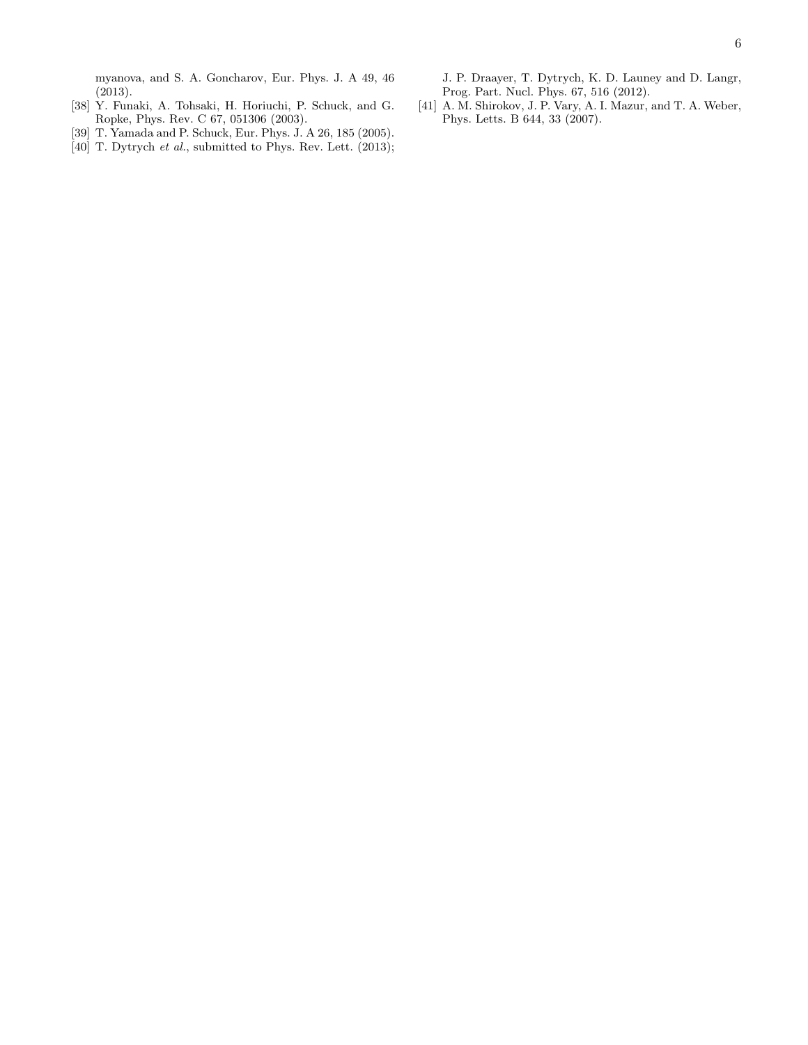myanova, and S. A. Goncharov, Eur. Phys. J. A 49, 46 (2013).

[38] Y. Funaki, A. Tohsaki, H. Horiuchi, P. Schuck, and G. Ropke, Phys. Rev. C 67, 051306 (2003).

[39] T. Yamada and P. Schuck, Eur. Phys. J. A 26, 185 (2005).

[40] T. Dytrych *et al.*, submitted to Phys. Rev. Lett. (2013); J. P. Draayer, T. Dytrych, K. D. Launey and D. Langr, Prog. Part. Nucl. Phys. 67, 516 (2012).

[41] A. M. Shirokov, J. P. Vary, A. I. Mazur, and T. A. Weber, Phys. Letts. B 644, 33 (2007).